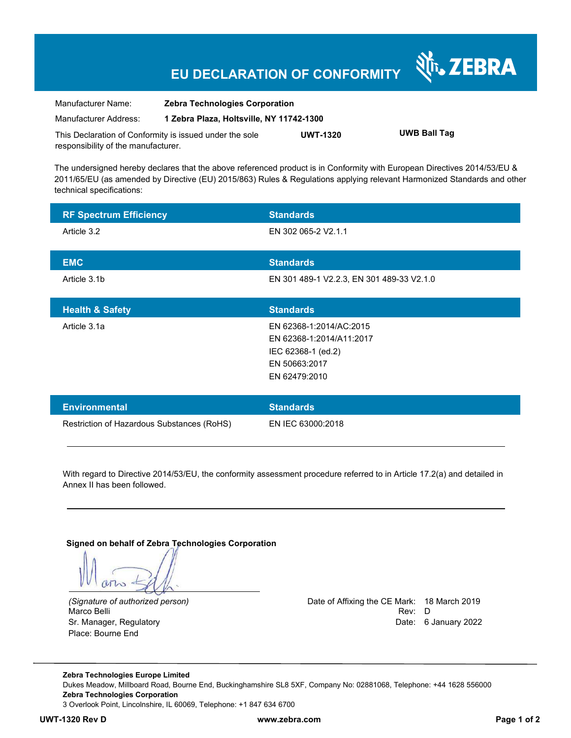# EU DECLARATION OF CONFORMITY

ZEBRA

| | |
|---|---|
| Manufacturer Name: | **Zebra Technologies Corporation** |
| Manufacturer Address: | **1 Zebra Plaza, Holtsville, NY 11742-1300** |

This Declaration of Conformity is issued under the sole responsibility of the manufacturer. **UWT-1320** **UWB Ball Tag**

The undersigned hereby declares that the above referenced product is in Conformity with European Directives 2014/53/EU & 2011/65/EU (as amended by Directive (EU) 2015/863) Rules & Regulations applying relevant Harmonized Standards and other technical specifications:

| RF Spectrum Efficiency | Standards |
|---|---|
| Article 3.2 | EN 302 065-2 V2.1.1 |

| EMC | Standards |
|---|---|
| Article 3.1b | EN 301 489-1 V2.2.3, EN 301 489-33 V2.1.0 |

| Health & Safety | Standards |
|---|---|
| Article 3.1a | EN 62368-1:2014/AC:2015<br>EN 62368-1:2014/A11:2017<br>IEC 62368-1 (ed.2)<br>EN 50663:2017<br>EN 62479:2010 |

| Environmental | Standards |
|---|---|
| Restriction of Hazardous Substances (RoHS) | EN IEC 63000:2018 |

---

With regard to Directive 2014/53/EU, the conformity assessment procedure referred to in Article 17.2(a) and detailed in Annex II has been followed.

---

**Signed on behalf of Zebra Technologies Corporation**

*(Signature of authorized person)*
Marco Belli
Sr. Manager, Regulatory
Place: Bourne End

Date of Affixing the CE Mark: 18 March 2019
Rev: D
Date: 6 January 2022

---

**Zebra Technologies Europe Limited**
Dukes Meadow, Millboard Road, Bourne End, Buckinghamshire SL8 5XF, Company No: 02881068, Telephone: +44 1628 556000
**Zebra Technologies Corporation**
3 Overlook Point, Lincolnshire, IL 60069, Telephone: +1 847 634 6700

**UWT-1320 Rev D** **www.zebra.com**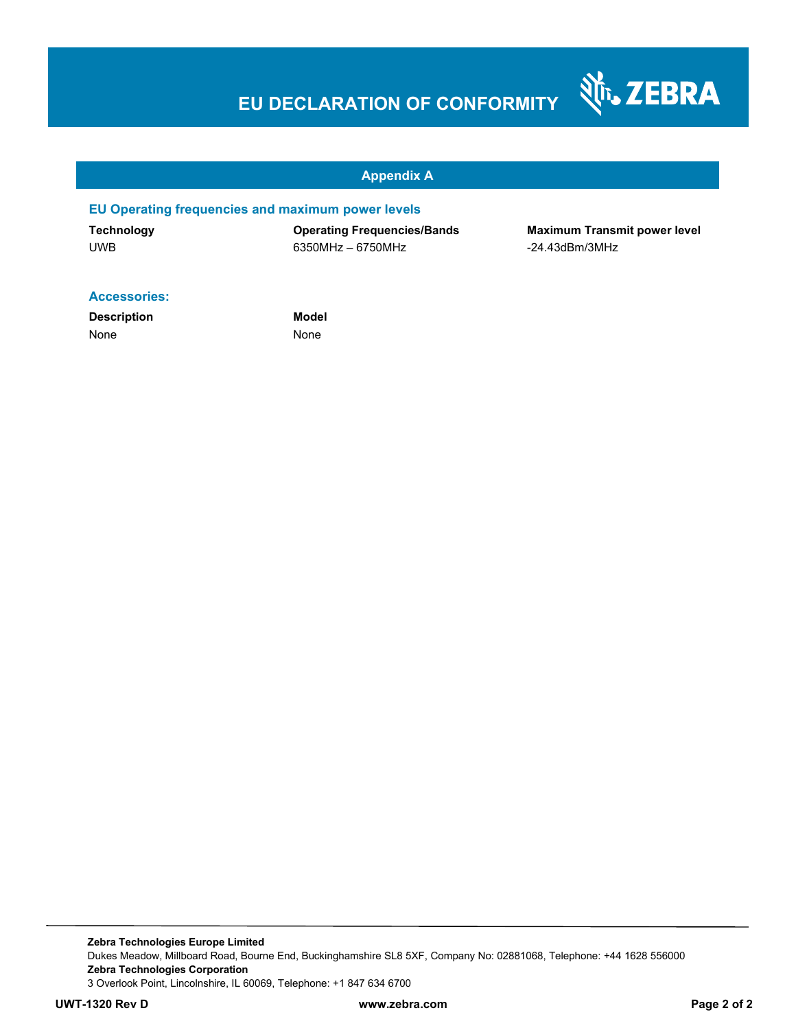# EU DECLARATION OF CONFORMITY

## Appendix A

### EU Operating frequencies and maximum power levels

| Technology | Operating Frequencies/Bands | Maximum Transmit power level |
| --- | --- | --- |
| UWB | 6350MHz – 6750MHz | -24.43dBm/3MHz |

### Accessories:

| Description | Model |
| --- | --- |
| None | None |

**Zebra Technologies Europe Limited**
Dukes Meadow, Millboard Road, Bourne End, Buckinghamshire SL8 5XF, Company No: 02881068, Telephone: +44 1628 556000
**Zebra Technologies Corporation**
3 Overlook Point, Lincolnshire, IL 60069, Telephone: +1 847 634 6700

**UWT-1320 Rev D** **www.zebra.com**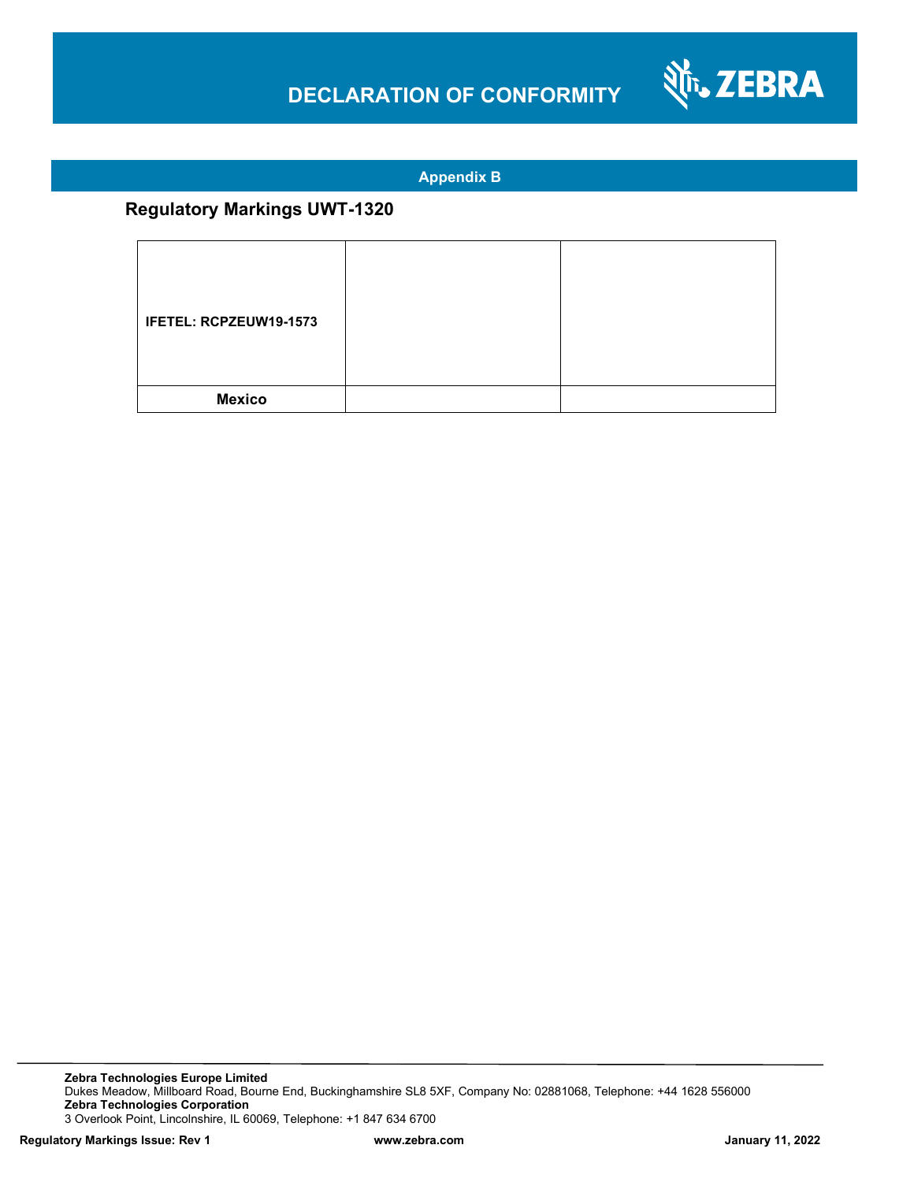## Appendix B

## Regulatory Markings UWT-1320

| | | |
|---|---|---|
| **IFETEL: RCPZEUW19-1573** | | |
| **Mexico** | | |

**Zebra Technologies Europe Limited**
Dukes Meadow, Millboard Road, Bourne End, Buckinghamshire SL8 5XF, Company No: 02881068, Telephone: +44 1628 556000
**Zebra Technologies Corporation**
3 Overlook Point, Lincolnshire, IL 60069, Telephone: +1 847 634 6700